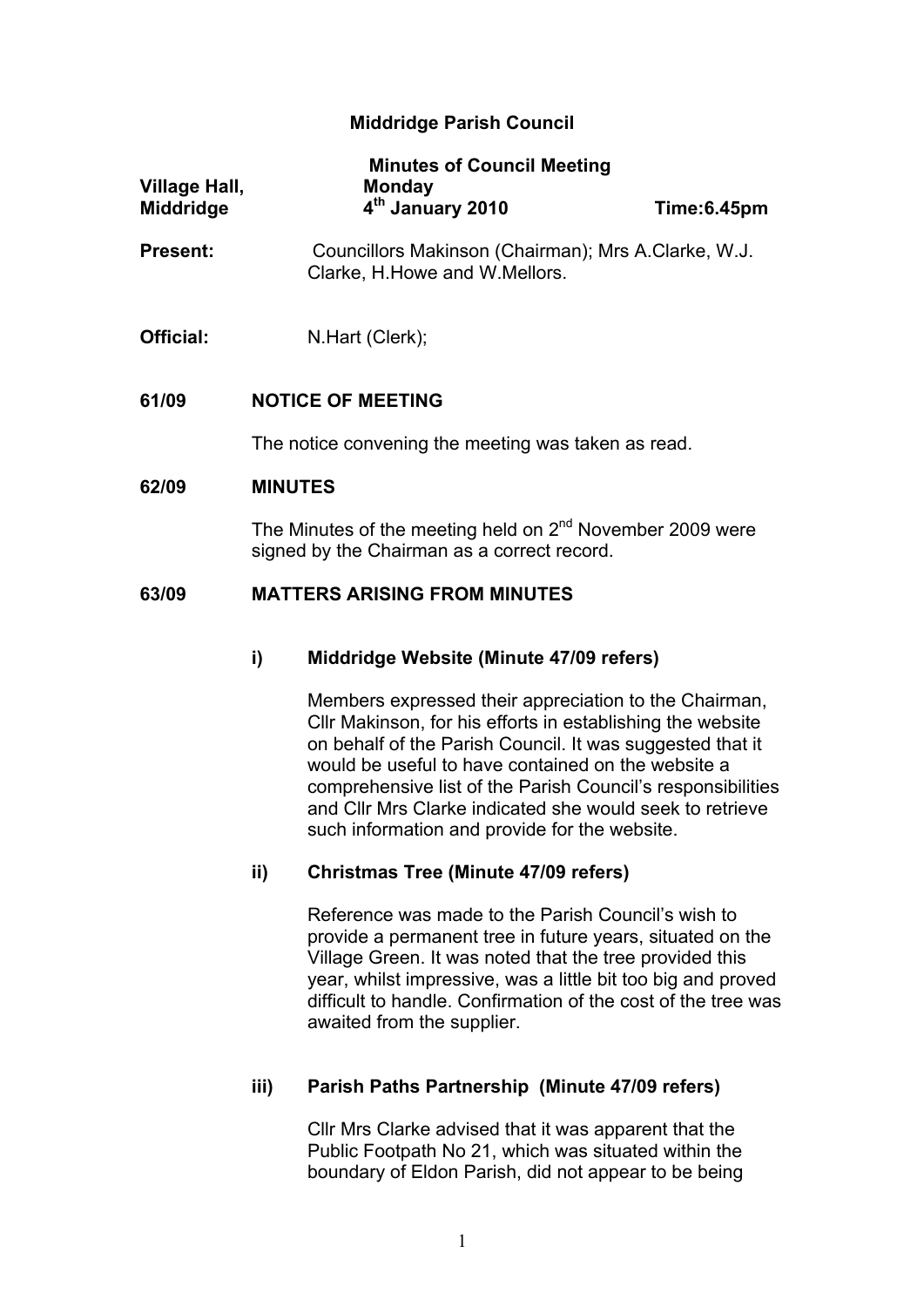# Middridge Parish Council

## Minutes of Council Meeting

**Village Hall, Middridge** | **Monday 4th January 2010** | **Time:6.45pm**

**Present:** Councillors Makinson (Chairman); Mrs A.Clarke, W.J. Clarke, H.Howe and W.Mellors.

**Official:** N.Hart (Clerk);

## 61/09 NOTICE OF MEETING

The notice convening the meeting was taken as read.

## 62/09 MINUTES

The Minutes of the meeting held on 2nd November 2009 were signed by the Chairman as a correct record.

## 63/09 MATTERS ARISING FROM MINUTES

### i) Middridge Website (Minute 47/09 refers)

Members expressed their appreciation to the Chairman, Cllr Makinson, for his efforts in establishing the website on behalf of the Parish Council. It was suggested that it would be useful to have contained on the website a comprehensive list of the Parish Council's responsibilities and Cllr Mrs Clarke indicated she would seek to retrieve such information and provide for the website.

### ii) Christmas Tree (Minute 47/09 refers)

Reference was made to the Parish Council's wish to provide a permanent tree in future years, situated on the Village Green. It was noted that the tree provided this year, whilst impressive, was a little bit too big and proved difficult to handle. Confirmation of the cost of the tree was awaited from the supplier.

### iii) Parish Paths Partnership (Minute 47/09 refers)

Cllr Mrs Clarke advised that it was apparent that the Public Footpath No 21, which was situated within the boundary of Eldon Parish, did not appear to be being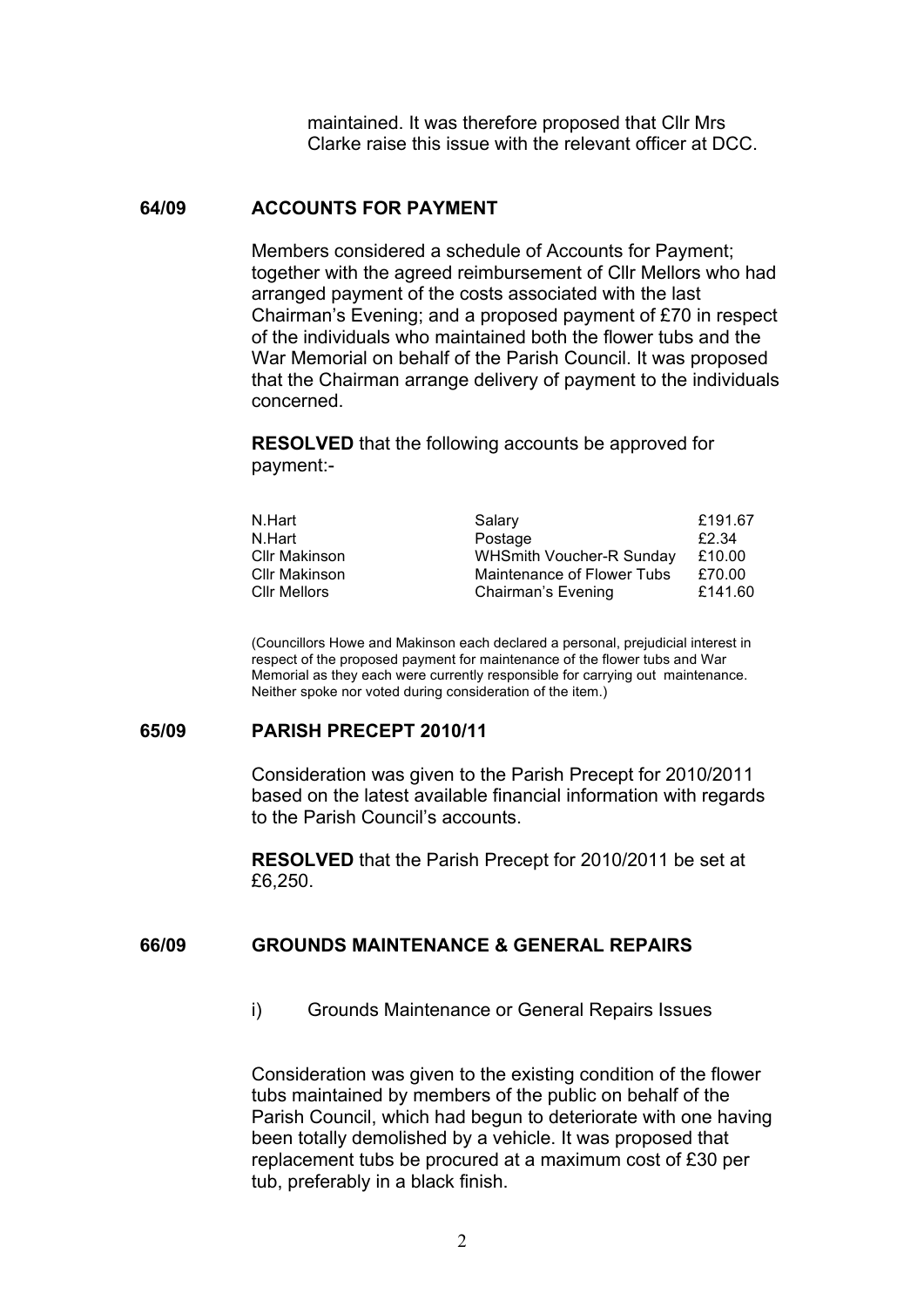maintained. It was therefore proposed that Cllr Mrs Clarke raise this issue with the relevant officer at DCC.

## 64/09 ACCOUNTS FOR PAYMENT

Members considered a schedule of Accounts for Payment; together with the agreed reimbursement of Cllr Mellors who had arranged payment of the costs associated with the last Chairman's Evening; and a proposed payment of £70 in respect of the individuals who maintained both the flower tubs and the War Memorial on behalf of the Parish Council. It was proposed that the Chairman arrange delivery of payment to the individuals concerned.

**RESOLVED** that the following accounts be approved for payment:-

| | | |
|---|---|---|
| N.Hart | Salary | £191.67 |
| N.Hart | Postage | £2.34 |
| Cllr Makinson | WHSmith Voucher-R Sunday | £10.00 |
| Cllr Makinson | Maintenance of Flower Tubs | £70.00 |
| Cllr Mellors | Chairman's Evening | £141.60 |

(Councillors Howe and Makinson each declared a personal, prejudicial interest in respect of the proposed payment for maintenance of the flower tubs and War Memorial as they each were currently responsible for carrying out maintenance. Neither spoke nor voted during consideration of the item.)

## 65/09 PARISH PRECEPT 2010/11

Consideration was given to the Parish Precept for 2010/2011 based on the latest available financial information with regards to the Parish Council's accounts.

**RESOLVED** that the Parish Precept for 2010/2011 be set at £6,250.

## 66/09 GROUNDS MAINTENANCE & GENERAL REPAIRS

i) Grounds Maintenance or General Repairs Issues

Consideration was given to the existing condition of the flower tubs maintained by members of the public on behalf of the Parish Council, which had begun to deteriorate with one having been totally demolished by a vehicle. It was proposed that replacement tubs be procured at a maximum cost of £30 per tub, preferably in a black finish.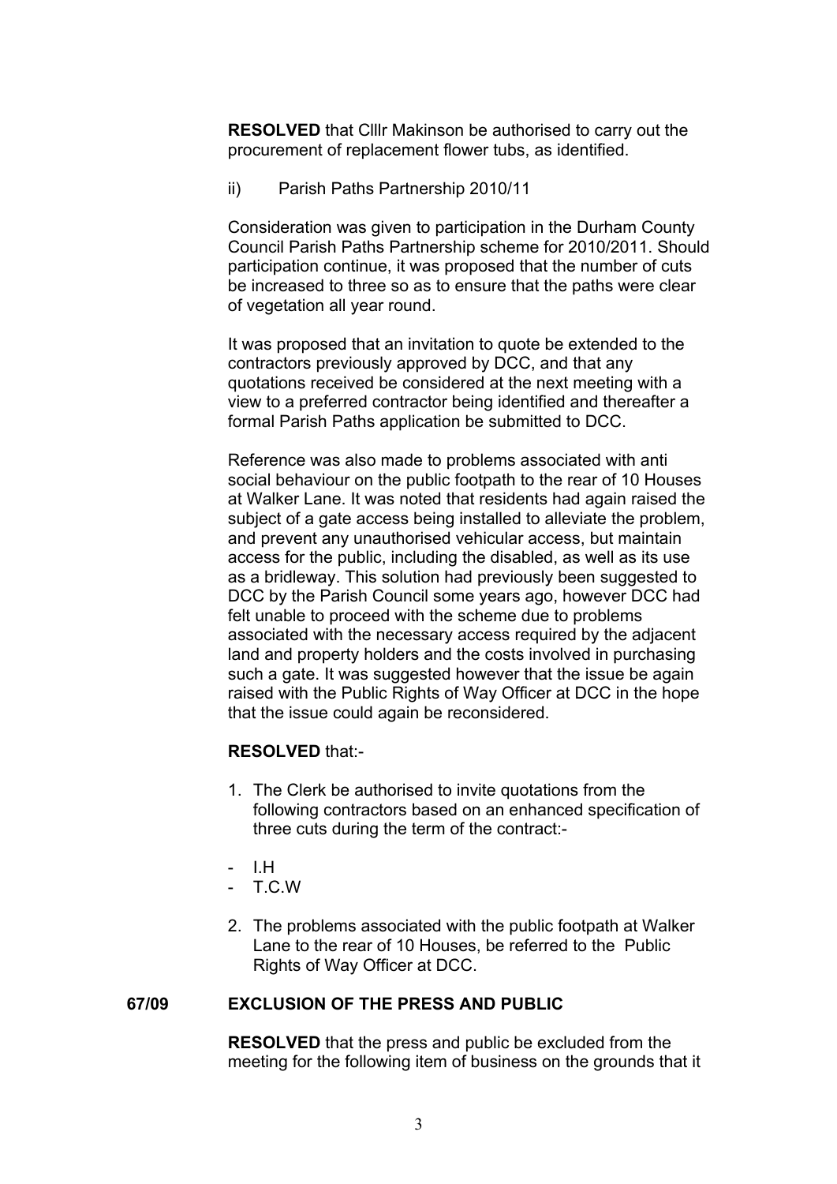**RESOLVED** that Clllr Makinson be authorised to carry out the procurement of replacement flower tubs, as identified.

ii) Parish Paths Partnership 2010/11

Consideration was given to participation in the Durham County Council Parish Paths Partnership scheme for 2010/2011. Should participation continue, it was proposed that the number of cuts be increased to three so as to ensure that the paths were clear of vegetation all year round.

It was proposed that an invitation to quote be extended to the contractors previously approved by DCC, and that any quotations received be considered at the next meeting with a view to a preferred contractor being identified and thereafter a formal Parish Paths application be submitted to DCC.

Reference was also made to problems associated with anti social behaviour on the public footpath to the rear of 10 Houses at Walker Lane. It was noted that residents had again raised the subject of a gate access being installed to alleviate the problem, and prevent any unauthorised vehicular access, but maintain access for the public, including the disabled, as well as its use as a bridleway. This solution had previously been suggested to DCC by the Parish Council some years ago, however DCC had felt unable to proceed with the scheme due to problems associated with the necessary access required by the adjacent land and property holders and the costs involved in purchasing such a gate. It was suggested however that the issue be again raised with the Public Rights of Way Officer at DCC in the hope that the issue could again be reconsidered.

**RESOLVED** that:-

1. The Clerk be authorised to invite quotations from the following contractors based on an enhanced specification of three cuts during the term of the contract:-

- I.H
- T.C.W

2. The problems associated with the public footpath at Walker Lane to the rear of 10 Houses, be referred to the Public Rights of Way Officer at DCC.

**67/09 EXCLUSION OF THE PRESS AND PUBLIC**

**RESOLVED** that the press and public be excluded from the meeting for the following item of business on the grounds that it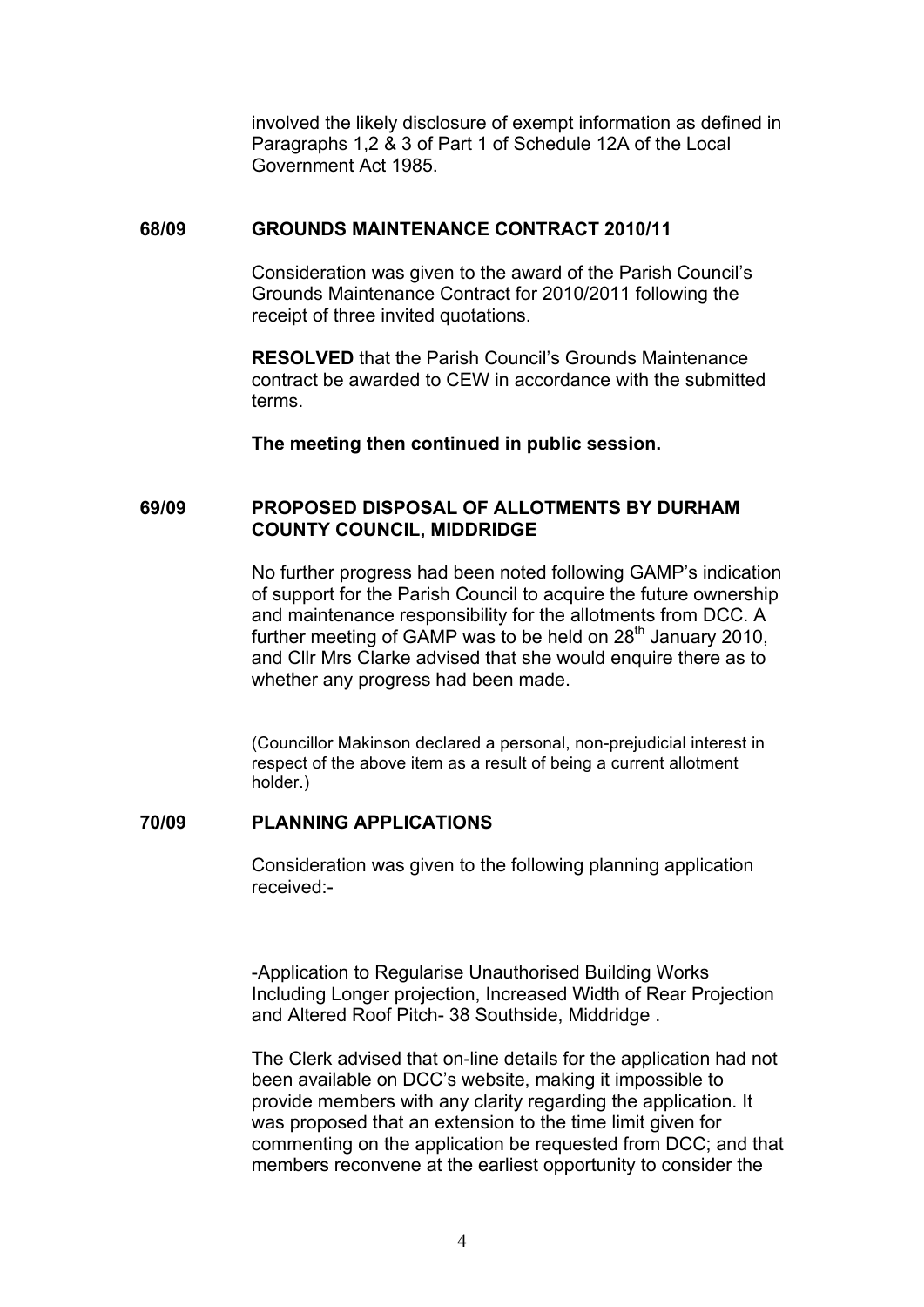involved the likely disclosure of exempt information as defined in Paragraphs 1,2 & 3 of Part 1 of Schedule 12A of the Local Government Act 1985.

## 68/09 GROUNDS MAINTENANCE CONTRACT 2010/11

Consideration was given to the award of the Parish Council's Grounds Maintenance Contract for 2010/2011 following the receipt of three invited quotations.

**RESOLVED** that the Parish Council's Grounds Maintenance contract be awarded to CEW in accordance with the submitted terms.

**The meeting then continued in public session.**

## 69/09 PROPOSED DISPOSAL OF ALLOTMENTS BY DURHAM COUNTY COUNCIL, MIDDRIDGE

No further progress had been noted following GAMP's indication of support for the Parish Council to acquire the future ownership and maintenance responsibility for the allotments from DCC. A further meeting of GAMP was to be held on 28th January 2010, and Cllr Mrs Clarke advised that she would enquire there as to whether any progress had been made.

(Councillor Makinson declared a personal, non-prejudicial interest in respect of the above item as a result of being a current allotment holder.)

## 70/09 PLANNING APPLICATIONS

Consideration was given to the following planning application received:-

-Application to Regularise Unauthorised Building Works Including Longer projection, Increased Width of Rear Projection and Altered Roof Pitch- 38 Southside, Middridge .

The Clerk advised that on-line details for the application had not been available on DCC's website, making it impossible to provide members with any clarity regarding the application. It was proposed that an extension to the time limit given for commenting on the application be requested from DCC; and that members reconvene at the earliest opportunity to consider the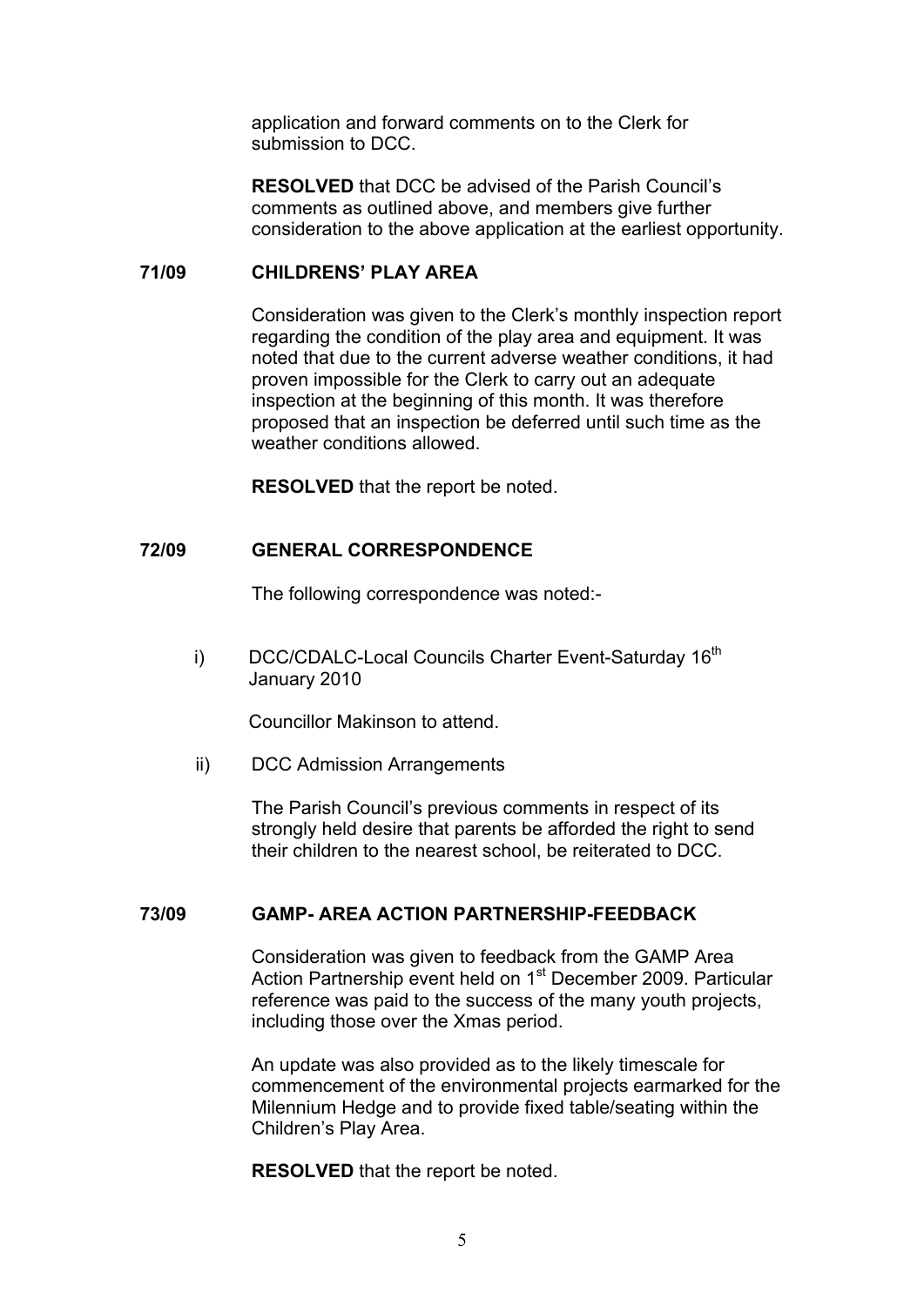application and forward comments on to the Clerk for submission to DCC.

**RESOLVED** that DCC be advised of the Parish Council's comments as outlined above, and members give further consideration to the above application at the earliest opportunity.

## 71/09 CHILDRENS' PLAY AREA

Consideration was given to the Clerk's monthly inspection report regarding the condition of the play area and equipment. It was noted that due to the current adverse weather conditions, it had proven impossible for the Clerk to carry out an adequate inspection at the beginning of this month. It was therefore proposed that an inspection be deferred until such time as the weather conditions allowed.

**RESOLVED** that the report be noted.

## 72/09 GENERAL CORRESPONDENCE

The following correspondence was noted:-

i) DCC/CDALC-Local Councils Charter Event-Saturday 16th January 2010

Councillor Makinson to attend.

ii) DCC Admission Arrangements

The Parish Council's previous comments in respect of its strongly held desire that parents be afforded the right to send their children to the nearest school, be reiterated to DCC.

## 73/09 GAMP- AREA ACTION PARTNERSHIP-FEEDBACK

Consideration was given to feedback from the GAMP Area Action Partnership event held on 1st December 2009. Particular reference was paid to the success of the many youth projects, including those over the Xmas period.

An update was also provided as to the likely timescale for commencement of the environmental projects earmarked for the Milennium Hedge and to provide fixed table/seating within the Children's Play Area.

**RESOLVED** that the report be noted.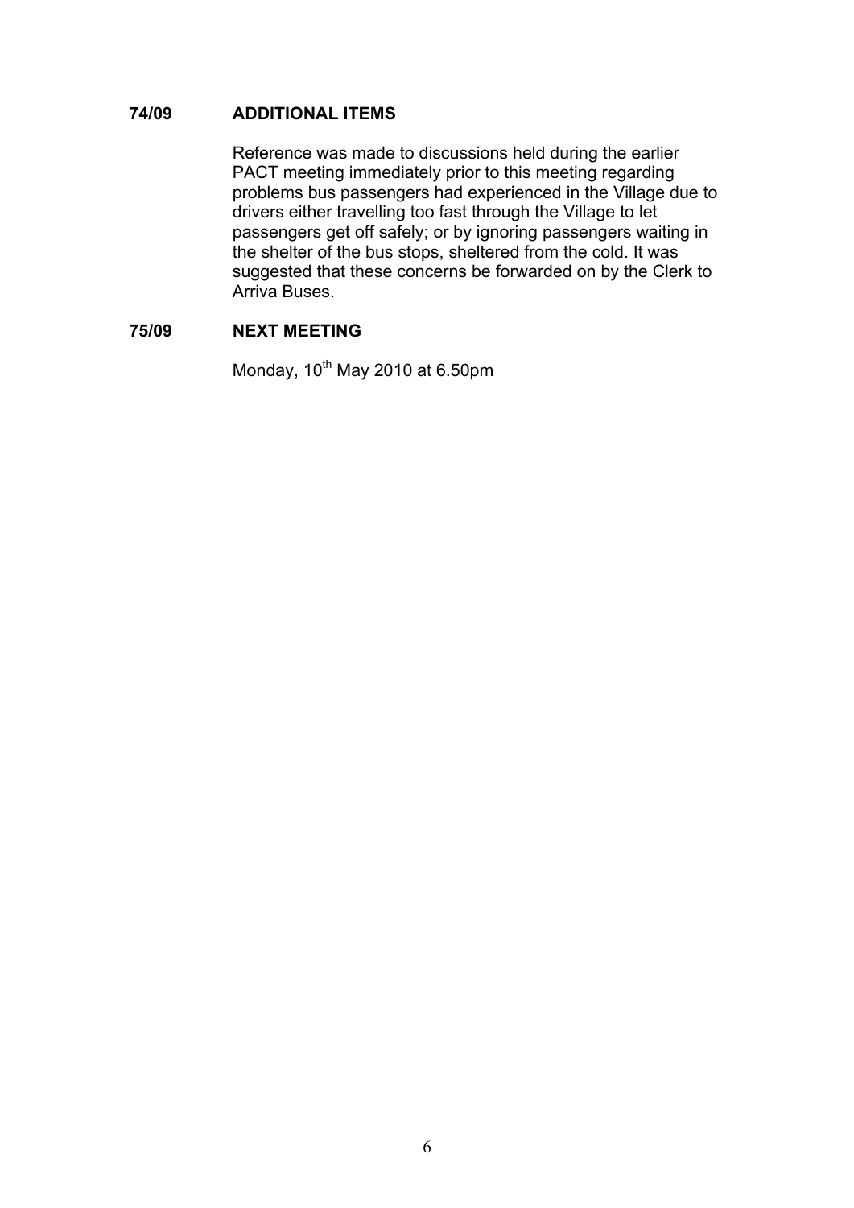## 74/09 ADDITIONAL ITEMS

Reference was made to discussions held during the earlier PACT meeting immediately prior to this meeting regarding problems bus passengers had experienced in the Village due to drivers either travelling too fast through the Village to let passengers get off safely; or by ignoring passengers waiting in the shelter of the bus stops, sheltered from the cold. It was suggested that these concerns be forwarded on by the Clerk to Arriva Buses.

## 75/09 NEXT MEETING

Monday, 10th May 2010 at 6.50pm